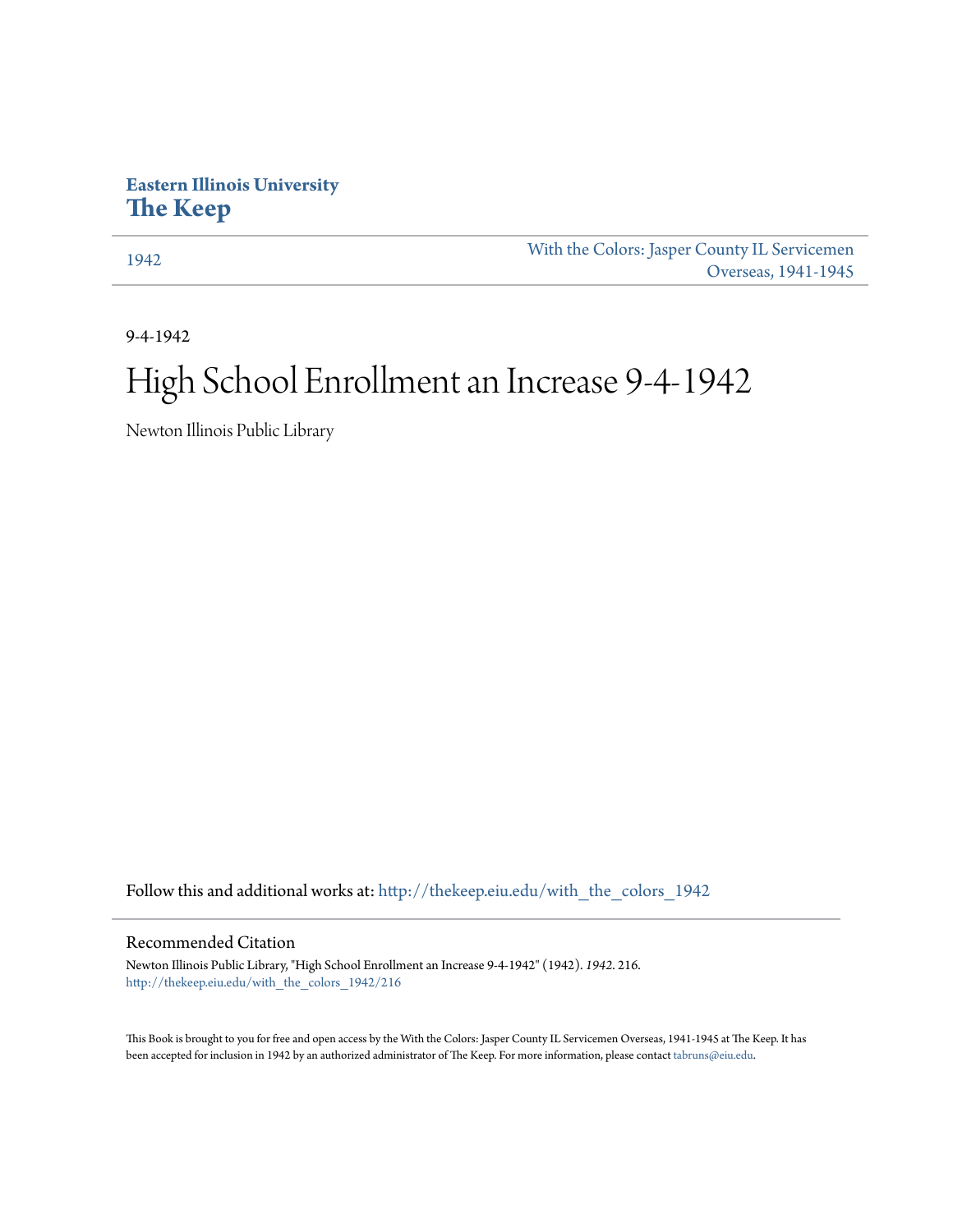Eastern Illinois University
**The Keep**

1942

With the Colors: Jasper County IL Servicemen Overseas, 1941-1945

9-4-1942

# High School Enrollment an Increase 9-4-1942

Newton Illinois Public Library

Follow this and additional works at: http://thekeep.eiu.edu/with_the_colors_1942

## Recommended Citation

Newton Illinois Public Library, "High School Enrollment an Increase 9-4-1942" (1942). *1942*. 216.
http://thekeep.eiu.edu/with_the_colors_1942/216

This Book is brought to you for free and open access by the With the Colors: Jasper County IL Servicemen Overseas, 1941-1945 at The Keep. It has been accepted for inclusion in 1942 by an authorized administrator of The Keep. For more information, please contact tabruns@eiu.edu.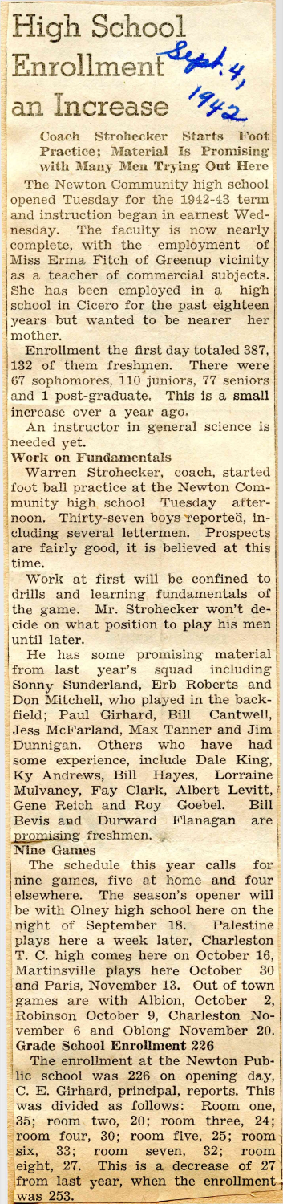# High School Enrollment an Increase

Sept. 4, 1942

**Coach Strohecker Starts Foot Practice; Material Is Promising with Many Men Trying Out Here**

The Newton Community high school opened Tuesday for the 1942-43 term and instruction began in earnest Wednesday. The faculty is now nearly complete, with the employment of Miss Erma Fitch of Greenup vicinity as a teacher of commercial subjects. She has been employed in a high school in Cicero for the past eighteen years but wanted to be nearer her mother.

Enrollment the first day totaled 387, 132 of them freshmen. There were 67 sophomores, 110 juniors, 77 seniors and 1 post-graduate. This is a small increase over a year ago.

An instructor in general science is needed yet.

**Work on Fundamentals**

Warren Strohecker, coach, started foot ball practice at the Newton Community high school Tuesday afternoon. Thirty-seven boys reported, including several lettermen. Prospects are fairly good, it is believed at this time.

Work at first will be confined to drills and learning fundamentals of the game. Mr. Strohecker won't decide on what position to play his men until later.

He has some promising material from last year's squad including Sonny Sunderland, Erb Roberts and Don Mitchell, who played in the backfield; Paul Girhard, Bill Cantwell, Jess McFarland, Max Tanner and Jim Dunnigan. Others who have had some experience, include Dale King, Ky Andrews, Bill Hayes, Lorraine Mulvaney, Fay Clark, Albert Levitt, Gene Reich and Roy Goebel. Bill Bevis and Durward Flanagan are promising freshmen.

**Nine Games**

The schedule this year calls for nine games, five at home and four elsewhere. The season's opener will be with Olney high school here on the night of September 18. Palestine plays here a week later, Charleston T. C. high comes here on October 16, Martinsville plays here October 30 and Paris, November 13. Out of town games are with Albion, October 2, Robinson October 9, Charleston November 6 and Oblong November 20.

**Grade School Enrollment 226**

The enrollment at the Newton Public school was 226 on opening day, C. E. Girhard, principal, reports. This was divided as follows: Room one, 35; room two, 20; room three, 24; room four, 30; room five, 25; room six, 33; room seven, 32; room eight, 27. This is a decrease of 27 from last year, when the enrollment was 253.